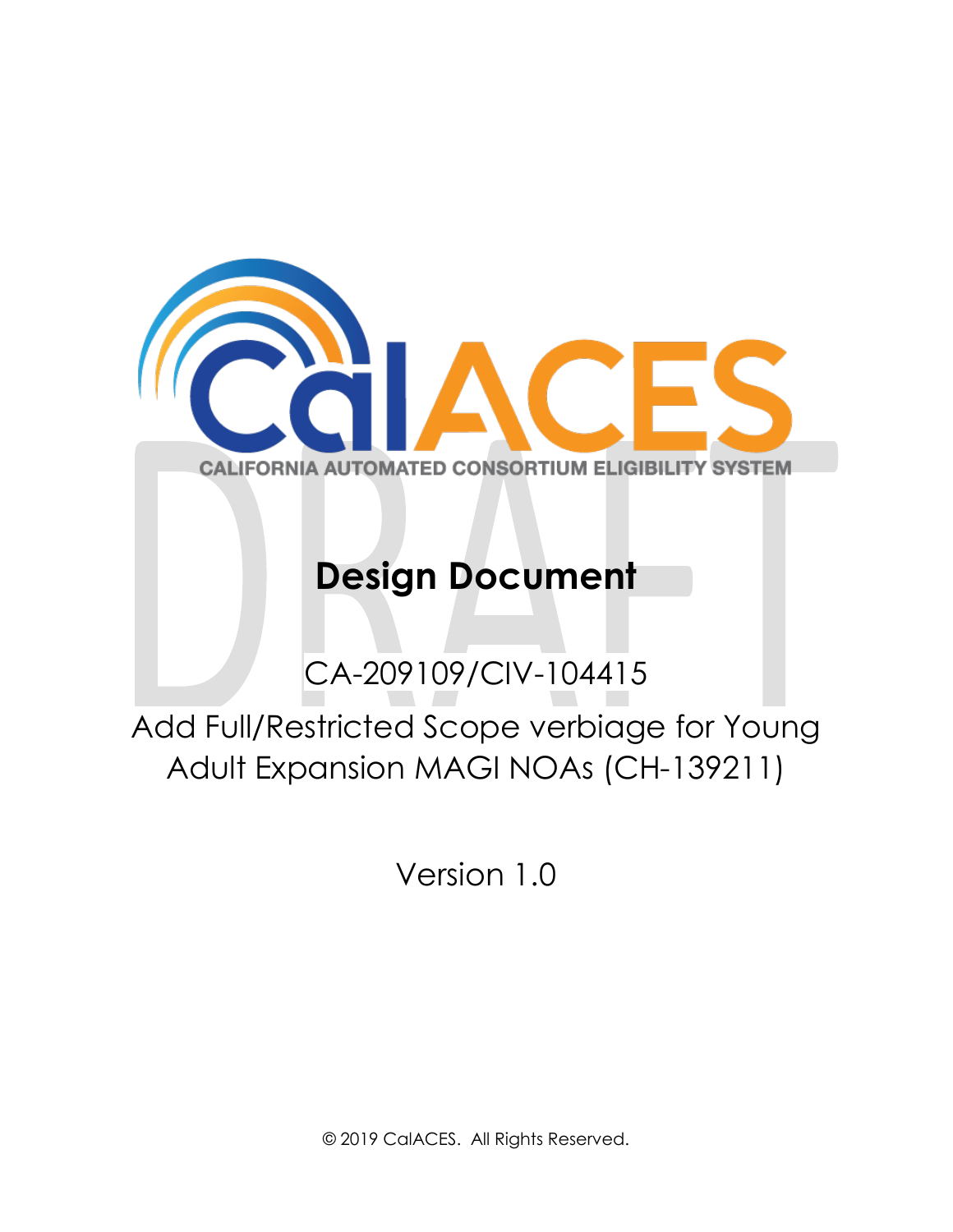CalACES

CALIFORNIA AUTOMATED CONSORTIUM ELIGIBILITY SYSTEM

DRAFT

# Design Document

CA-209109/CIV-104415

Add Full/Restricted Scope verbiage for Young Adult Expansion MAGI NOAs (CH-139211)

Version 1.0

© 2019 CalACES. All Rights Reserved.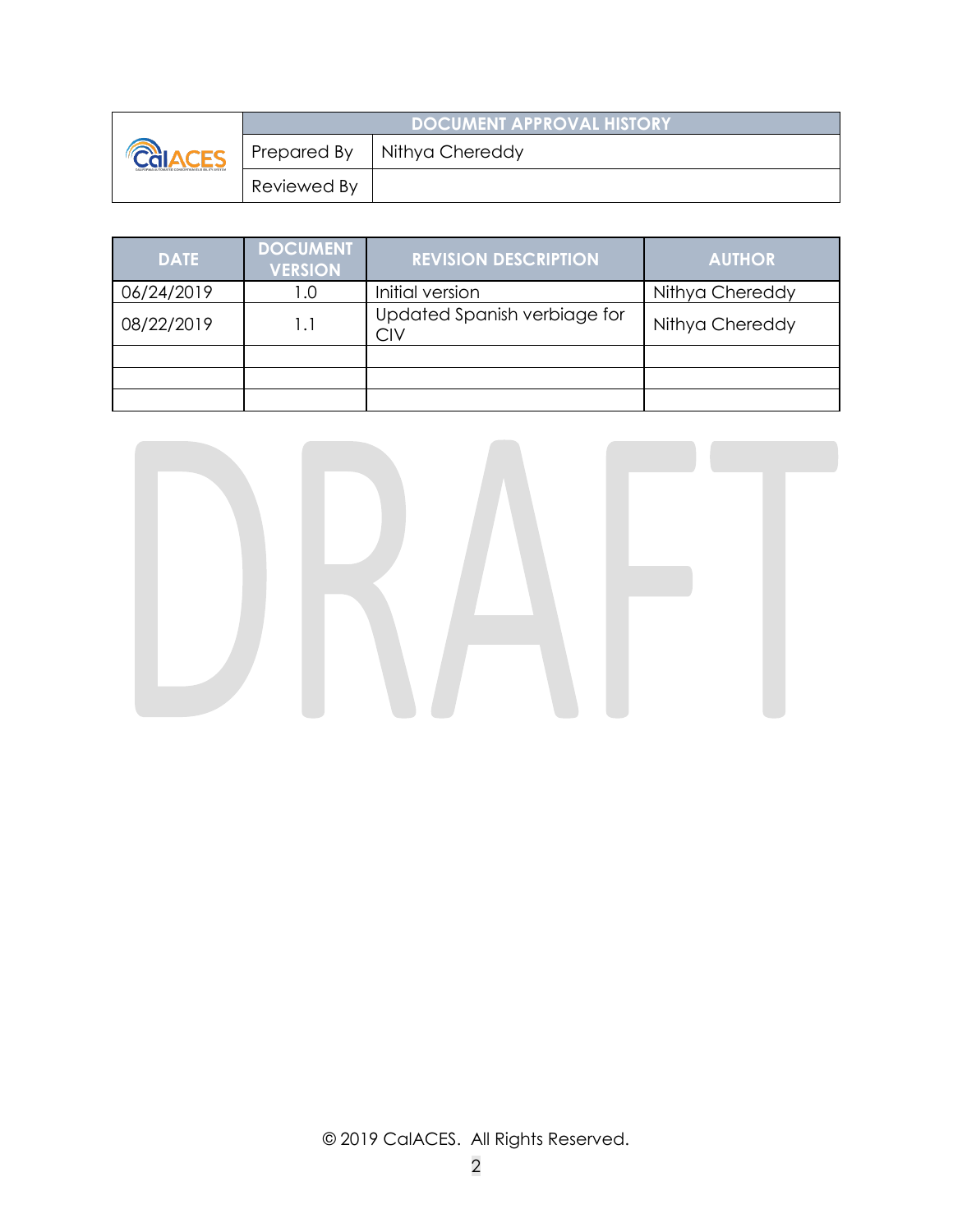| CalACES | DOCUMENT APPROVAL HISTORY | |
|---|---|---|
| | Prepared By | Nithya Chereddy |
| | Reviewed By | |

| DATE | DOCUMENT VERSION | REVISION DESCRIPTION | AUTHOR |
|---|---|---|---|
| 06/24/2019 | 1.0 | Initial version | Nithya Chereddy |
| 08/22/2019 | 1.1 | Updated Spanish verbiage for CIV | Nithya Chereddy |
| | | | |
| | | | |
| | | | |

DRAFT

© 2019 CalACES. All Rights Reserved.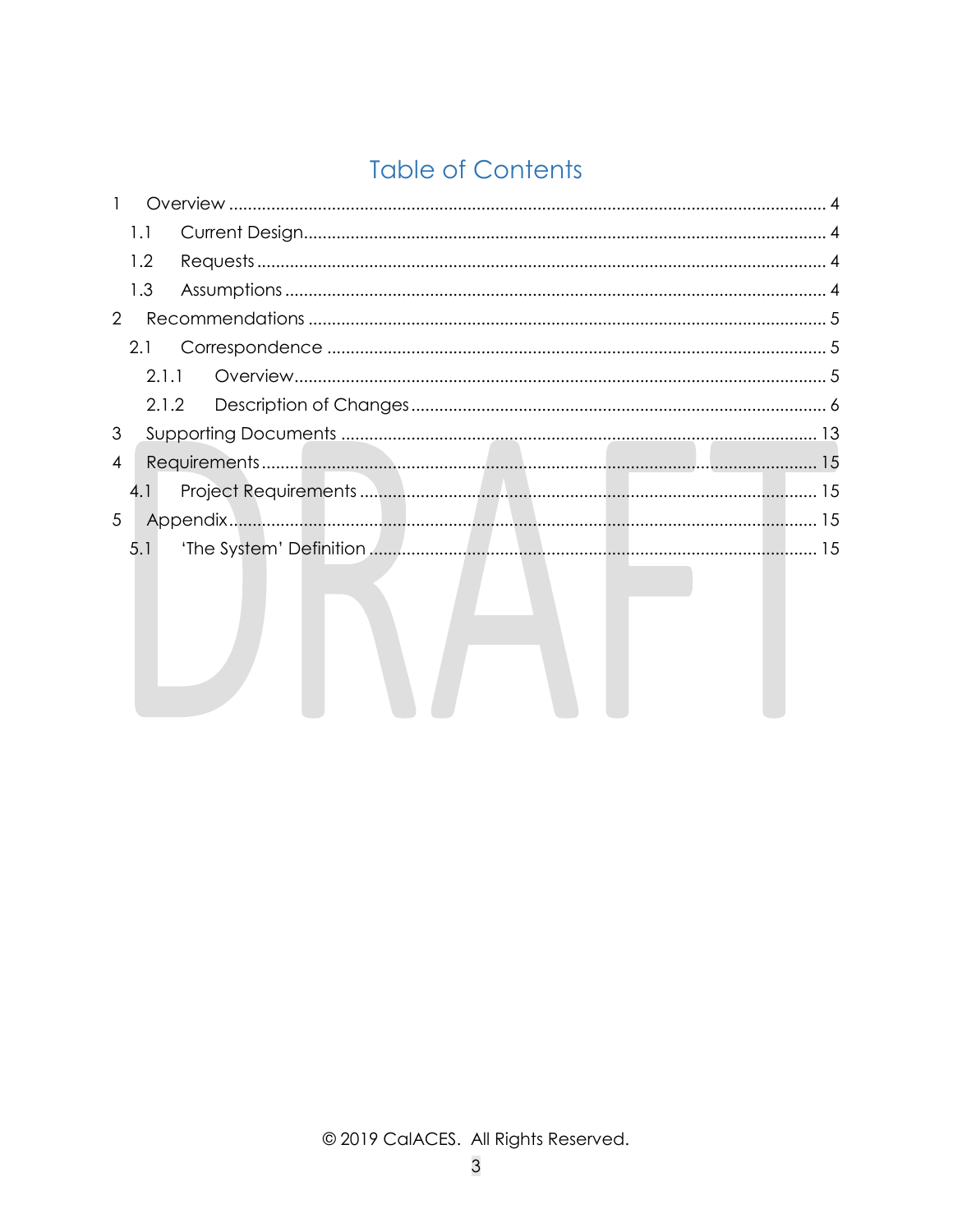# Table of Contents

1 Overview .... 4

  1.1 Current Design .... 4

  1.2 Requests .... 4

  1.3 Assumptions .... 4

2 Recommendations .... 5

  2.1 Correspondence .... 5

    2.1.1 Overview .... 5

    2.1.2 Description of Changes .... 6

3 Supporting Documents .... 13

4 Requirements .... 15

  4.1 Project Requirements .... 15

5 Appendix .... 15

  5.1 'The System' Definition .... 15

© 2019 CalACES. All Rights Reserved.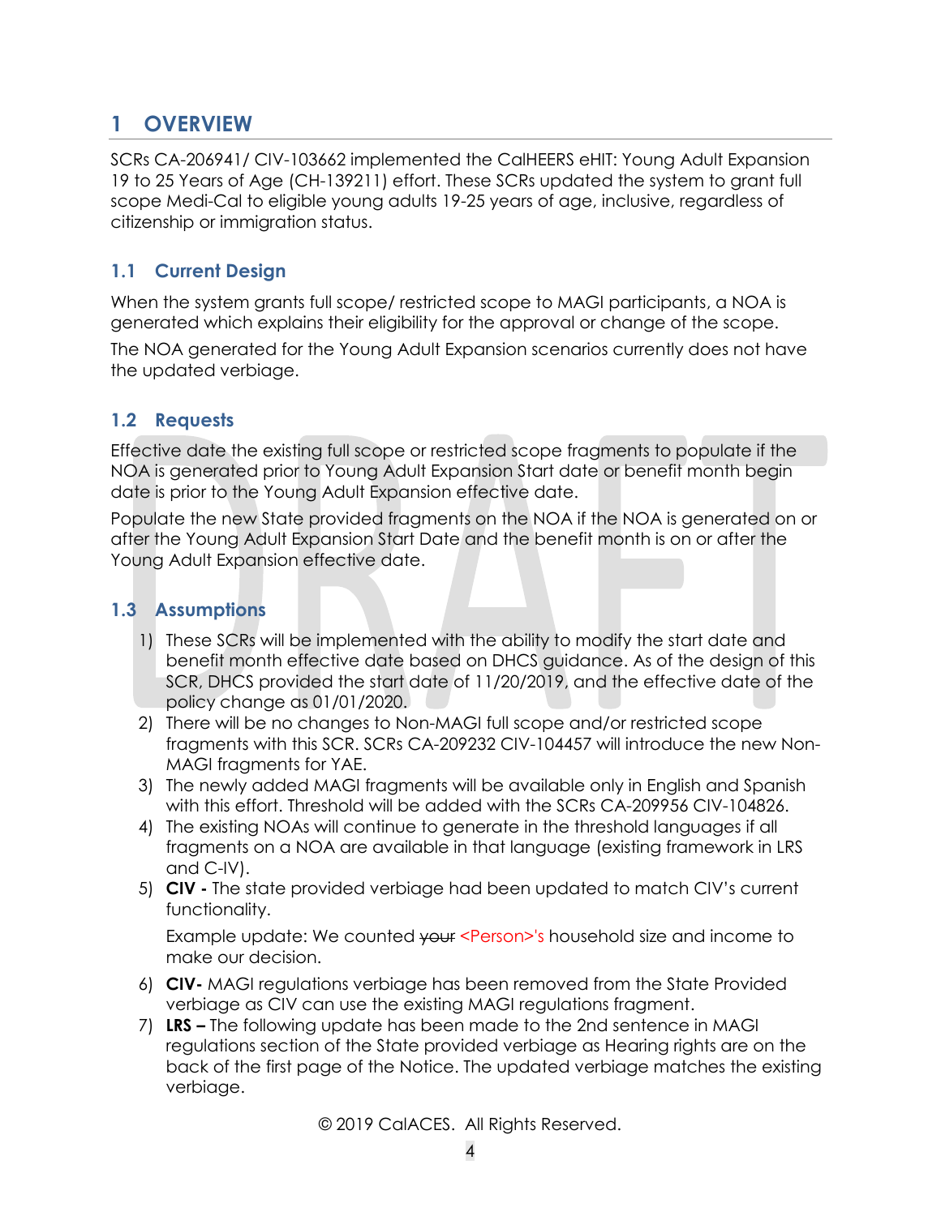# 1 OVERVIEW

SCRs CA-206941/ CIV-103662 implemented the CalHEERS eHIT: Young Adult Expansion 19 to 25 Years of Age (CH-139211) effort. These SCRs updated the system to grant full scope Medi-Cal to eligible young adults 19-25 years of age, inclusive, regardless of citizenship or immigration status.

## 1.1 Current Design

When the system grants full scope/ restricted scope to MAGI participants, a NOA is generated which explains their eligibility for the approval or change of the scope.

The NOA generated for the Young Adult Expansion scenarios currently does not have the updated verbiage.

## 1.2 Requests

Effective date the existing full scope or restricted scope fragments to populate if the NOA is generated prior to Young Adult Expansion Start date or benefit month begin date is prior to the Young Adult Expansion effective date.

Populate the new State provided fragments on the NOA if the NOA is generated on or after the Young Adult Expansion Start Date and the benefit month is on or after the Young Adult Expansion effective date.

## 1.3 Assumptions

1) These SCRs will be implemented with the ability to modify the start date and benefit month effective date based on DHCS guidance. As of the design of this SCR, DHCS provided the start date of 11/20/2019, and the effective date of the policy change as 01/01/2020.
2) There will be no changes to Non-MAGI full scope and/or restricted scope fragments with this SCR. SCRs CA-209232 CIV-104457 will introduce the new Non-MAGI fragments for YAE.
3) The newly added MAGI fragments will be available only in English and Spanish with this effort. Threshold will be added with the SCRs CA-209956 CIV-104826.
4) The existing NOAs will continue to generate in the threshold languages if all fragments on a NOA are available in that language (existing framework in LRS and C-IV).
5) **CIV -** The state provided verbiage had been updated to match CIV's current functionality.

   Example update: We counted ~~your~~ <Person>'s household size and income to make our decision.
6) **CIV-** MAGI regulations verbiage has been removed from the State Provided verbiage as CIV can use the existing MAGI regulations fragment.
7) **LRS –** The following update has been made to the 2nd sentence in MAGI regulations section of the State provided verbiage as Hearing rights are on the back of the first page of the Notice. The updated verbiage matches the existing verbiage.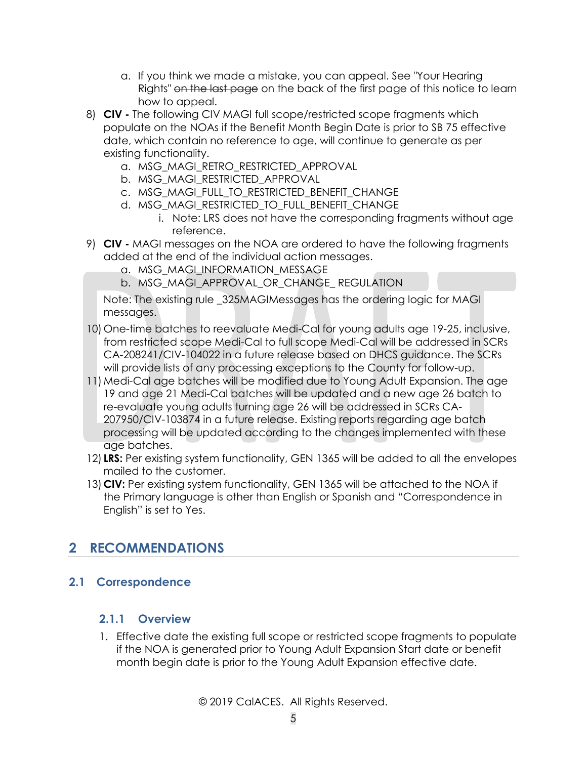a. If you think we made a mistake, you can appeal. See "Your Hearing Rights" ~~on the last page~~ on the back of the first page of this notice to learn how to appeal.

8) **CIV -** The following CIV MAGI full scope/restricted scope fragments which populate on the NOAs if the Benefit Month Begin Date is prior to SB 75 effective date, which contain no reference to age, will continue to generate as per existing functionality.
   a. MSG_MAGI_RETRO_RESTRICTED_APPROVAL
   b. MSG_MAGI_RESTRICTED_APPROVAL
   c. MSG_MAGI_FULL_TO_RESTRICTED_BENEFIT_CHANGE
   d. MSG_MAGI_RESTRICTED_TO_FULL_BENEFIT_CHANGE
      i. Note: LRS does not have the corresponding fragments without age reference.

9) **CIV -** MAGI messages on the NOA are ordered to have the following fragments added at the end of the individual action messages.
   a. MSG_MAGI_INFORMATION_MESSAGE
   b. MSG_MAGI_APPROVAL_OR_CHANGE_ REGULATION

   Note: The existing rule _325MAGIMessages has the ordering logic for MAGI messages.

10) One-time batches to reevaluate Medi-Cal for young adults age 19-25, inclusive, from restricted scope Medi-Cal to full scope Medi-Cal will be addressed in SCRs CA-208241/CIV-104022 in a future release based on DHCS guidance. The SCRs will provide lists of any processing exceptions to the County for follow-up.

11) Medi-Cal age batches will be modified due to Young Adult Expansion. The age 19 and age 21 Medi-Cal batches will be updated and a new age 26 batch to re-evaluate young adults turning age 26 will be addressed in SCRs CA-207950/CIV-103874 in a future release. Existing reports regarding age batch processing will be updated according to the changes implemented with these age batches.

12) **LRS:** Per existing system functionality, GEN 1365 will be added to all the envelopes mailed to the customer.

13) **CIV:** Per existing system functionality, GEN 1365 will be attached to the NOA if the Primary language is other than English or Spanish and "Correspondence in English" is set to Yes.

# 2 RECOMMENDATIONS

## 2.1 Correspondence

### 2.1.1 Overview

1. Effective date the existing full scope or restricted scope fragments to populate if the NOA is generated prior to Young Adult Expansion Start date or benefit month begin date is prior to the Young Adult Expansion effective date.

© 2019 CalACES. All Rights Reserved.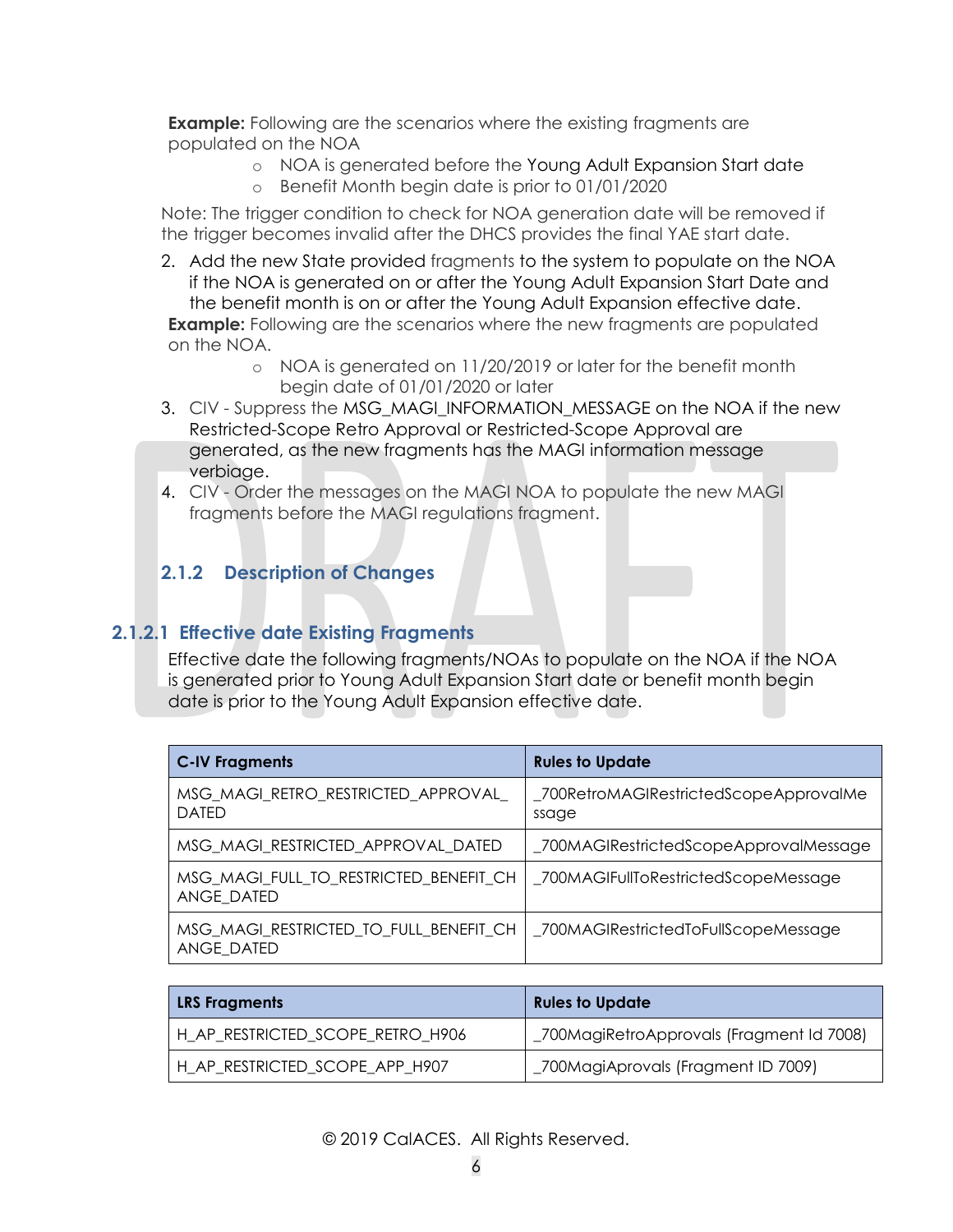**Example:** Following are the scenarios where the existing fragments are populated on the NOA

- NOA is generated before the Young Adult Expansion Start date
- Benefit Month begin date is prior to 01/01/2020

Note: The trigger condition to check for NOA generation date will be removed if the trigger becomes invalid after the DHCS provides the final YAE start date.

2. Add the new State provided fragments to the system to populate on the NOA if the NOA is generated on or after the Young Adult Expansion Start Date and the benefit month is on or after the Young Adult Expansion effective date.

**Example:** Following are the scenarios where the new fragments are populated on the NOA.

- NOA is generated on 11/20/2019 or later for the benefit month begin date of 01/01/2020 or later

3. CIV - Suppress the MSG_MAGI_INFORMATION_MESSAGE on the NOA if the new Restricted-Scope Retro Approval or Restricted-Scope Approval are generated, as the new fragments has the MAGI information message verbiage.
4. CIV - Order the messages on the MAGI NOA to populate the new MAGI fragments before the MAGI regulations fragment.

### 2.1.2 Description of Changes

#### 2.1.2.1 Effective date Existing Fragments

Effective date the following fragments/NOAs to populate on the NOA if the NOA is generated prior to Young Adult Expansion Start date or benefit month begin date is prior to the Young Adult Expansion effective date.

| C-IV Fragments | Rules to Update |
|---|---|
| MSG_MAGI_RETRO_RESTRICTED_APPROVAL_DATED | _700RetroMAGIRestrictedScopeApprovalMessage |
| MSG_MAGI_RESTRICTED_APPROVAL_DATED | _700MAGIRestrictedScopeApprovalMessage |
| MSG_MAGI_FULL_TO_RESTRICTED_BENEFIT_CHANGE_DATED | _700MAGIFullToRestrictedScopeMessage |
| MSG_MAGI_RESTRICTED_TO_FULL_BENEFIT_CHANGE_DATED | _700MAGIRestrictedToFullScopeMessage |

| LRS Fragments | Rules to Update |
|---|---|
| H_AP_RESTRICTED_SCOPE_RETRO_H906 | _700MagiRetroApprovals (Fragment Id 7008) |
| H_AP_RESTRICTED_SCOPE_APP_H907 | _700MagiAprovals (Fragment ID 7009) |

© 2019 CalACES. All Rights Reserved.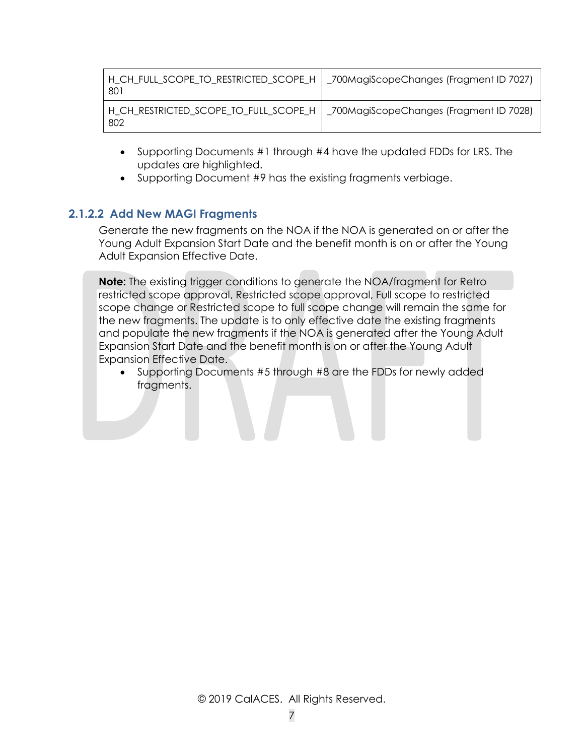| H_CH_FULL_SCOPE_TO_RESTRICTED_SCOPE_H 801 | _700MagiScopeChanges (Fragment ID 7027) |
|---|---|
| H_CH_RESTRICTED_SCOPE_TO_FULL_SCOPE_H 802 | _700MagiScopeChanges (Fragment ID 7028) |

- Supporting Documents #1 through #4 have the updated FDDs for LRS. The updates are highlighted.
- Supporting Document #9 has the existing fragments verbiage.

#### 2.1.2.2 Add New MAGI Fragments

Generate the new fragments on the NOA if the NOA is generated on or after the Young Adult Expansion Start Date and the benefit month is on or after the Young Adult Expansion Effective Date.

**Note:** The existing trigger conditions to generate the NOA/fragment for Retro restricted scope approval, Restricted scope approval, Full scope to restricted scope change or Restricted scope to full scope change will remain the same for the new fragments. The update is to only effective date the existing fragments and populate the new fragments if the NOA is generated after the Young Adult Expansion Start Date and the benefit month is on or after the Young Adult Expansion Effective Date.

- Supporting Documents #5 through #8 are the FDDs for newly added fragments.

© 2019 CalACES. All Rights Reserved.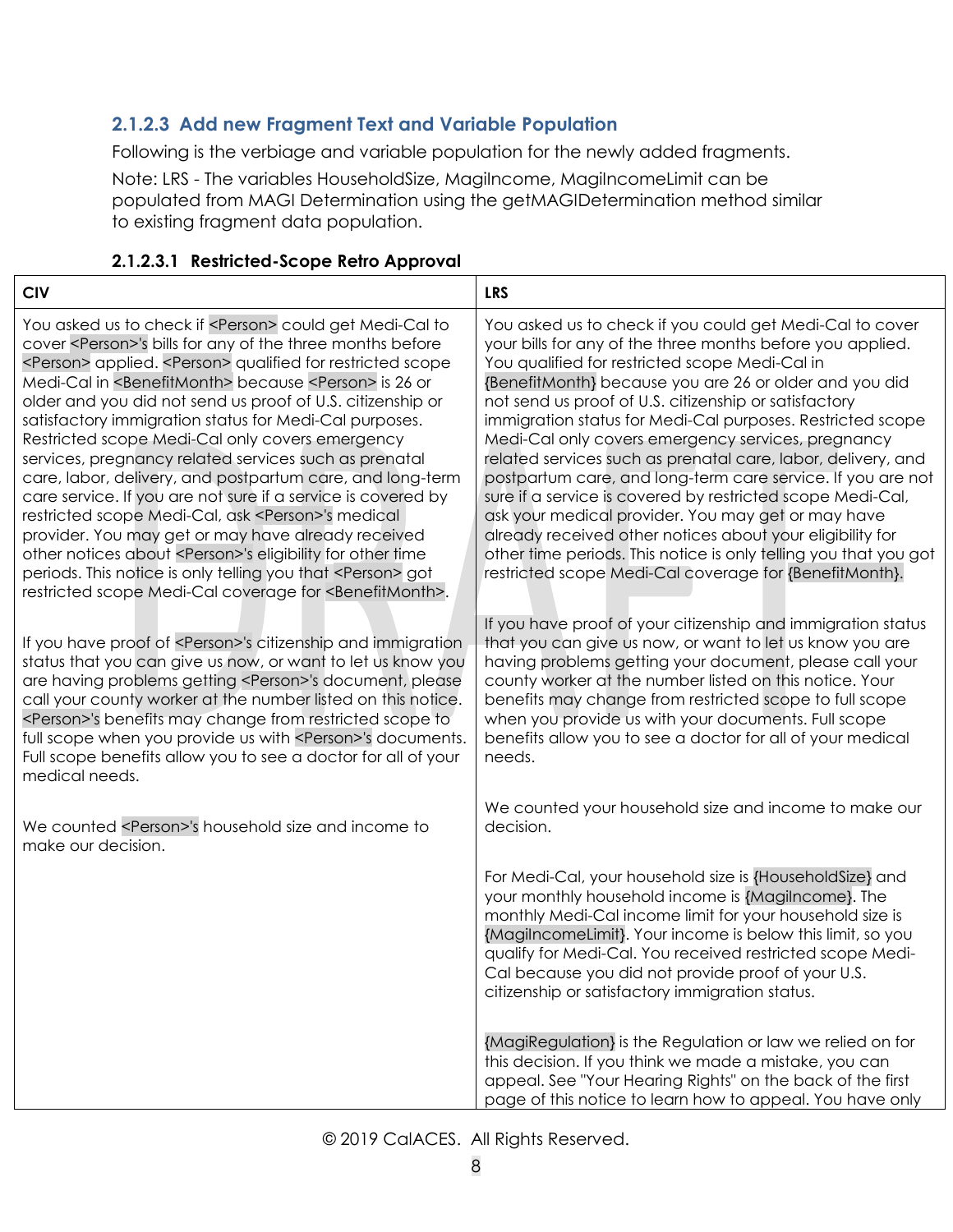### 2.1.2.3 Add new Fragment Text and Variable Population

Following is the verbiage and variable population for the newly added fragments.

Note: LRS - The variables HouseholdSize, MagiIncome, MagiIncomeLimit can be populated from MAGI Determination using the getMAGIDetermination method similar to existing fragment data population.

#### 2.1.2.3.1 Restricted-Scope Retro Approval

| CIV | LRS |
|---|---|
| You asked us to check if <Person> could get Medi-Cal to cover <Person>'s bills for any of the three months before <Person> applied. <Person> qualified for restricted scope Medi-Cal in <BenefitMonth> because <Person> is 26 or older and you did not send us proof of U.S. citizenship or satisfactory immigration status for Medi-Cal purposes. Restricted scope Medi-Cal only covers emergency services, pregnancy related services such as prenatal care, labor, delivery, and postpartum care, and long-term care service. If you are not sure if a service is covered by restricted scope Medi-Cal, ask <Person>'s medical provider. You may get or may have already received other notices about <Person>'s eligibility for other time periods. This notice is only telling you that <Person> got restricted scope Medi-Cal coverage for <BenefitMonth>.<br><br>If you have proof of <Person>'s citizenship and immigration status that you can give us now, or want to let us know you are having problems getting <Person>'s document, please call your county worker at the number listed on this notice. <Person>'s benefits may change from restricted scope to full scope when you provide us with <Person>'s documents. Full scope benefits allow you to see a doctor for all of your medical needs.<br><br>We counted <Person>'s household size and income to make our decision. | You asked us to check if you could get Medi-Cal to cover your bills for any of the three months before you applied. You qualified for restricted scope Medi-Cal in {BenefitMonth} because you are 26 or older and you did not send us proof of U.S. citizenship or satisfactory immigration status for Medi-Cal purposes. Restricted scope Medi-Cal only covers emergency services, pregnancy related services such as prenatal care, labor, delivery, and postpartum care, and long-term care service. If you are not sure if a service is covered by restricted scope Medi-Cal, ask your medical provider. You may get or may have already received other notices about your eligibility for other time periods. This notice is only telling you that you got restricted scope Medi-Cal coverage for {BenefitMonth}.<br><br>If you have proof of your citizenship and immigration status that you can give us now, or want to let us know you are having problems getting your document, please call your county worker at the number listed on this notice. Your benefits may change from restricted scope to full scope when you provide us with your documents. Full scope benefits allow you to see a doctor for all of your medical needs.<br><br>We counted your household size and income to make our decision.<br><br>For Medi-Cal, your household size is {HouseholdSize} and your monthly household income is {MagiIncome}. The monthly Medi-Cal income limit for your household size is {MagiIncomeLimit}. Your income is below this limit, so you qualify for Medi-Cal. You received restricted scope Medi-Cal because you did not provide proof of your U.S. citizenship or satisfactory immigration status.<br><br>{MagiRegulation} is the Regulation or law we relied on for this decision. If you think we made a mistake, you can appeal. See "Your Hearing Rights" on the back of the first page of this notice to learn how to appeal. You have only |

© 2019 CalACES. All Rights Reserved.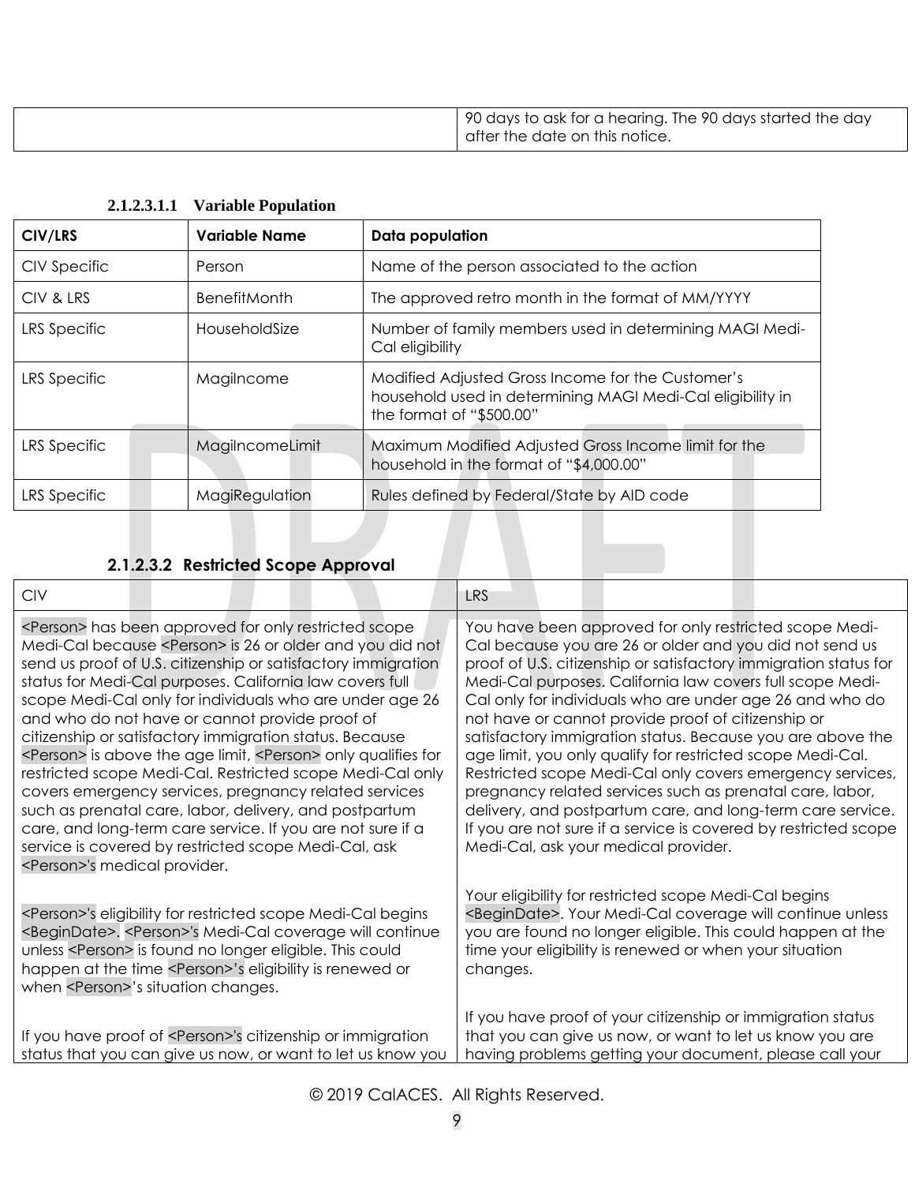| | 90 days to ask for a hearing. The 90 days started the day after the date on this notice. |
|---|---|

#### 2.1.2.3.1.1 Variable Population

| CIV/LRS | Variable Name | Data population |
|---|---|---|
| CIV Specific | Person | Name of the person associated to the action |
| CIV & LRS | BenefitMonth | The approved retro month in the format of MM/YYYY |
| LRS Specific | HouseholdSize | Number of family members used in determining MAGI Medi-Cal eligibility |
| LRS Specific | MagiIncome | Modified Adjusted Gross Income for the Customer's household used in determining MAGI Medi-Cal eligibility in the format of "$500.00" |
| LRS Specific | MagiIncomeLimit | Maximum Modified Adjusted Gross Income limit for the household in the format of "$4,000.00" |
| LRS Specific | MagiRegulation | Rules defined by Federal/State by AID code |

#### 2.1.2.3.2 Restricted Scope Approval

| CIV | LRS |
|---|---|
| <Person> has been approved for only restricted scope Medi-Cal because <Person> is 26 or older and you did not send us proof of U.S. citizenship or satisfactory immigration status for Medi-Cal purposes. California law covers full scope Medi-Cal only for individuals who are under age 26 and who do not have or cannot provide proof of citizenship or satisfactory immigration status. Because <Person> is above the age limit, <Person> only qualifies for restricted scope Medi-Cal. Restricted scope Medi-Cal only covers emergency services, pregnancy related services such as prenatal care, labor, delivery, and postpartum care, and long-term care service. If you are not sure if a service is covered by restricted scope Medi-Cal, ask <Person>'s medical provider.<br><br><Person>'s eligibility for restricted scope Medi-Cal begins <BeginDate>. <Person>'s Medi-Cal coverage will continue unless <Person> is found no longer eligible. This could happen at the time <Person>'s eligibility is renewed or when <Person>'s situation changes.<br><br>If you have proof of <Person>'s citizenship or immigration status that you can give us now, or want to let us know you | You have been approved for only restricted scope Medi-Cal because you are 26 or older and you did not send us proof of U.S. citizenship or satisfactory immigration status for Medi-Cal purposes. California law covers full scope Medi-Cal only for individuals who are under age 26 and who do not have or cannot provide proof of citizenship or satisfactory immigration status. Because you are above the age limit, you only qualify for restricted scope Medi-Cal. Restricted scope Medi-Cal only covers emergency services, pregnancy related services such as prenatal care, labor, delivery, and postpartum care, and long-term care service. If you are not sure if a service is covered by restricted scope Medi-Cal, ask your medical provider.<br><br>Your eligibility for restricted scope Medi-Cal begins <BeginDate>. Your Medi-Cal coverage will continue unless you are found no longer eligible. This could happen at the time your eligibility is renewed or when your situation changes.<br><br>If you have proof of your citizenship or immigration status that you can give us now, or want to let us know you are having problems getting your document, please call your |

© 2019 CalACES. All Rights Reserved.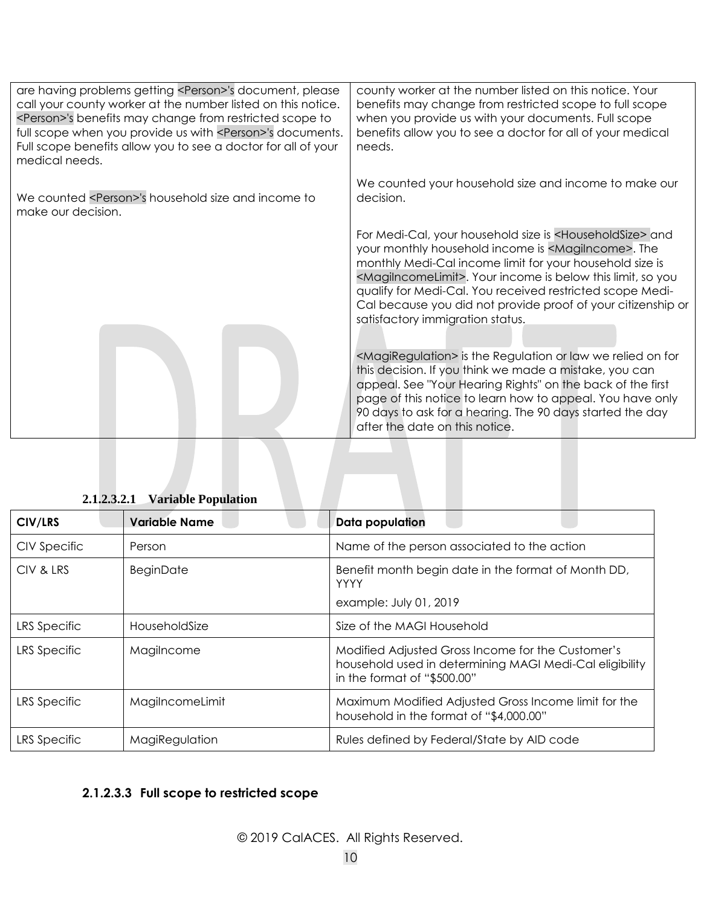| | |
|---|---|
| are having problems getting <Person>'s document, please call your county worker at the number listed on this notice. <Person>'s benefits may change from restricted scope to full scope when you provide us with <Person>'s documents. Full scope benefits allow you to see a doctor for all of your medical needs.<br><br>We counted <Person>'s household size and income to make our decision. | county worker at the number listed on this notice. Your benefits may change from restricted scope to full scope when you provide us with your documents. Full scope benefits allow you to see a doctor for all of your medical needs.<br><br>We counted your household size and income to make our decision.<br><br>For Medi-Cal, your household size is <HouseholdSize> and your monthly household income is <MagiIncome>. The monthly Medi-Cal income limit for your household size is <MagiIncomeLimit>. Your income is below this limit, so you qualify for Medi-Cal. You received restricted scope Medi-Cal because you did not provide proof of your citizenship or satisfactory immigration status.<br><br><MagiRegulation> is the Regulation or law we relied on for this decision. If you think we made a mistake, you can appeal. See "Your Hearing Rights" on the back of the first page of this notice to learn how to appeal. You have only 90 days to ask for a hearing. The 90 days started the day after the date on this notice. |

##### 2.1.2.3.2.1 Variable Population

| CIV/LRS | Variable Name | Data population |
|---|---|---|
| CIV Specific | Person | Name of the person associated to the action |
| CIV & LRS | BeginDate | Benefit month begin date in the format of Month DD, YYYY<br>example: July 01, 2019 |
| LRS Specific | HouseholdSize | Size of the MAGI Household |
| LRS Specific | MagiIncome | Modified Adjusted Gross Income for the Customer's household used in determining MAGI Medi-Cal eligibility in the format of "$500.00" |
| LRS Specific | MagiIncomeLimit | Maximum Modified Adjusted Gross Income limit for the household in the format of "$4,000.00" |
| LRS Specific | MagiRegulation | Rules defined by Federal/State by AID code |

#### 2.1.2.3.3 Full scope to restricted scope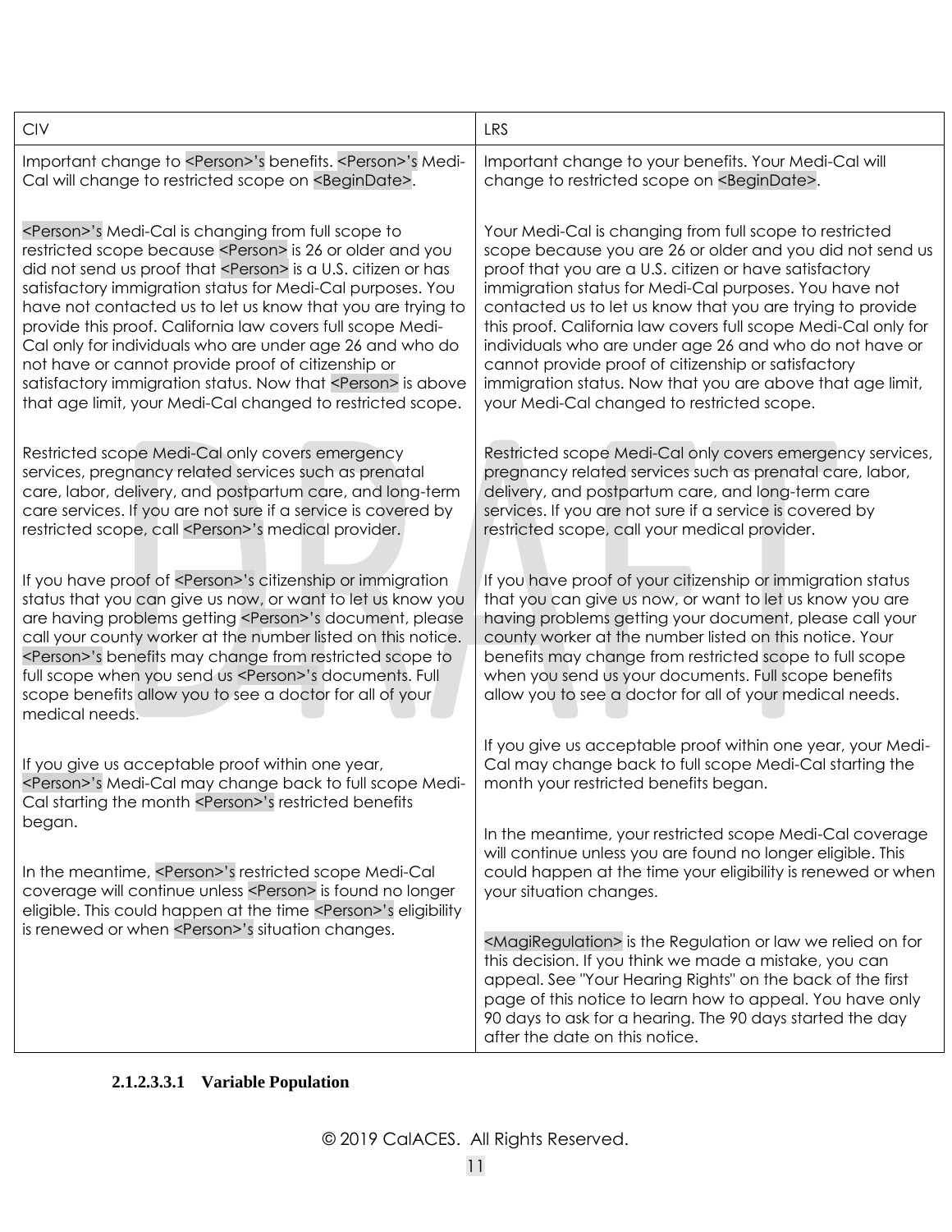| CIV | LRS |
| --- | --- |
| Important change to <Person>'s benefits. <Person>'s Medi-Cal will change to restricted scope on <BeginDate>.<br><br><Person>'s Medi-Cal is changing from full scope to restricted scope because <Person> is 26 or older and you did not send us proof that <Person> is a U.S. citizen or has satisfactory immigration status for Medi-Cal purposes. You have not contacted us to let us know that you are trying to provide this proof. California law covers full scope Medi-Cal only for individuals who are under age 26 and who do not have or cannot provide proof of citizenship or satisfactory immigration status. Now that <Person> is above that age limit, your Medi-Cal changed to restricted scope.<br><br>Restricted scope Medi-Cal only covers emergency services, pregnancy related services such as prenatal care, labor, delivery, and postpartum care, and long-term care services. If you are not sure if a service is covered by restricted scope, call <Person>'s medical provider.<br><br>If you have proof of <Person>'s citizenship or immigration status that you can give us now, or want to let us know you are having problems getting <Person>'s document, please call your county worker at the number listed on this notice. <Person>'s benefits may change from restricted scope to full scope when you send us <Person>'s documents. Full scope benefits allow you to see a doctor for all of your medical needs.<br><br>If you give us acceptable proof within one year, <Person>'s Medi-Cal may change back to full scope Medi-Cal starting the month <Person>'s restricted benefits began.<br><br>In the meantime, <Person>'s restricted scope Medi-Cal coverage will continue unless <Person> is found no longer eligible. This could happen at the time <Person>'s eligibility is renewed or when <Person>'s situation changes. | Important change to your benefits. Your Medi-Cal will change to restricted scope on <BeginDate>.<br><br>Your Medi-Cal is changing from full scope to restricted scope because you are 26 or older and you did not send us proof that you are a U.S. citizen or have satisfactory immigration status for Medi-Cal purposes. You have not contacted us to let us know that you are trying to provide this proof. California law covers full scope Medi-Cal only for individuals who are under age 26 and who do not have or cannot provide proof of citizenship or satisfactory immigration status. Now that you are above that age limit, your Medi-Cal changed to restricted scope.<br><br>Restricted scope Medi-Cal only covers emergency services, pregnancy related services such as prenatal care, labor, delivery, and postpartum care, and long-term care services. If you are not sure if a service is covered by restricted scope, call your medical provider.<br><br>If you have proof of your citizenship or immigration status that you can give us now, or want to let us know you are having problems getting your document, please call your county worker at the number listed on this notice. Your benefits may change from restricted scope to full scope when you send us your documents. Full scope benefits allow you to see a doctor for all of your medical needs.<br><br>If you give us acceptable proof within one year, your Medi-Cal may change back to full scope Medi-Cal starting the month your restricted benefits began.<br><br>In the meantime, your restricted scope Medi-Cal coverage will continue unless you are found no longer eligible. This could happen at the time your eligibility is renewed or when your situation changes.<br><br><MagiRegulation> is the Regulation or law we relied on for this decision. If you think we made a mistake, you can appeal. See "Your Hearing Rights" on the back of the first page of this notice to learn how to appeal. You have only 90 days to ask for a hearing. The 90 days started the day after the date on this notice. |

#### 2.1.2.3.3.1 Variable Population

© 2019 CalACES. All Rights Reserved.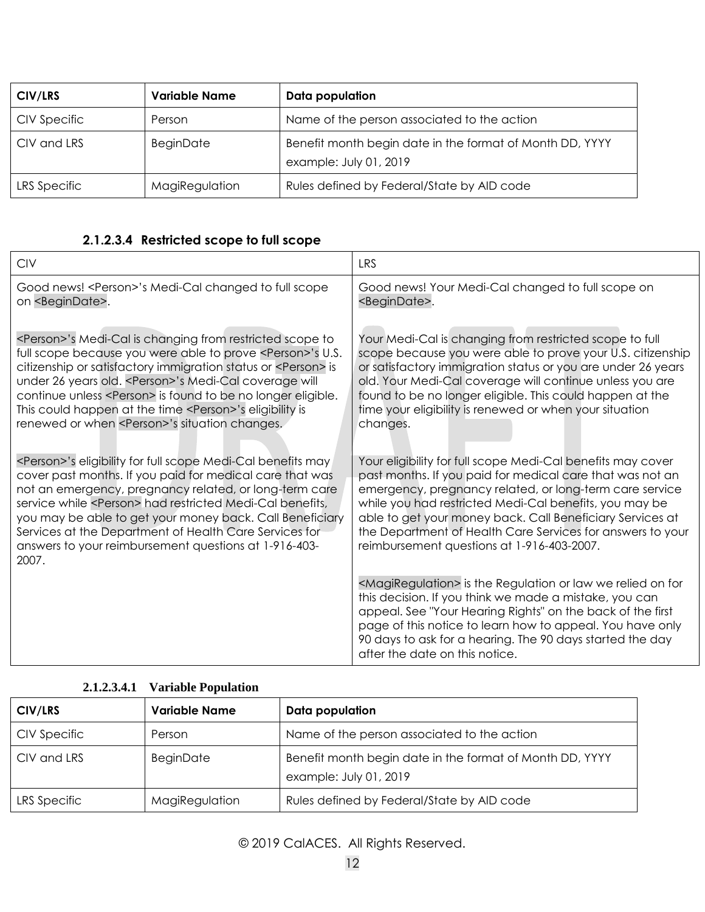| CIV/LRS | Variable Name | Data population |
|---|---|---|
| CIV Specific | Person | Name of the person associated to the action |
| CIV and LRS | BeginDate | Benefit month begin date in the format of Month DD, YYYY example: July 01, 2019 |
| LRS Specific | MagiRegulation | Rules defined by Federal/State by AID code |

#### 2.1.2.3.4 Restricted scope to full scope

| CIV | LRS |
|---|---|
| Good news! <Person>'s Medi-Cal changed to full scope on <BeginDate>.<br><br><Person>'s Medi-Cal is changing from restricted scope to full scope because you were able to prove <Person>'s U.S. citizenship or satisfactory immigration status or <Person> is under 26 years old. <Person>'s Medi-Cal coverage will continue unless <Person> is found to be no longer eligible. This could happen at the time <Person>'s eligibility is renewed or when <Person>'s situation changes.<br><br><Person>'s eligibility for full scope Medi-Cal benefits may cover past months. If you paid for medical care that was not an emergency, pregnancy related, or long-term care service while <Person> had restricted Medi-Cal benefits, you may be able to get your money back. Call Beneficiary Services at the Department of Health Care Services for answers to your reimbursement questions at 1-916-403-2007. | Good news! Your Medi-Cal changed to full scope on <BeginDate>.<br><br>Your Medi-Cal is changing from restricted scope to full scope because you were able to prove your U.S. citizenship or satisfactory immigration status or you are under 26 years old. Your Medi-Cal coverage will continue unless you are found to be no longer eligible. This could happen at the time your eligibility is renewed or when your situation changes.<br><br>Your eligibility for full scope Medi-Cal benefits may cover past months. If you paid for medical care that was not an emergency, pregnancy related, or long-term care service while you had restricted Medi-Cal benefits, you may be able to get your money back. Call Beneficiary Services at the Department of Health Care Services for answers to your reimbursement questions at 1-916-403-2007.<br><br><MagiRegulation> is the Regulation or law we relied on for this decision. If you think we made a mistake, you can appeal. See "Your Hearing Rights" on the back of the first page of this notice to learn how to appeal. You have only 90 days to ask for a hearing. The 90 days started the day after the date on this notice. |

##### 2.1.2.3.4.1 Variable Population

| CIV/LRS | Variable Name | Data population |
|---|---|---|
| CIV Specific | Person | Name of the person associated to the action |
| CIV and LRS | BeginDate | Benefit month begin date in the format of Month DD, YYYY example: July 01, 2019 |
| LRS Specific | MagiRegulation | Rules defined by Federal/State by AID code |

© 2019 CalACES. All Rights Reserved.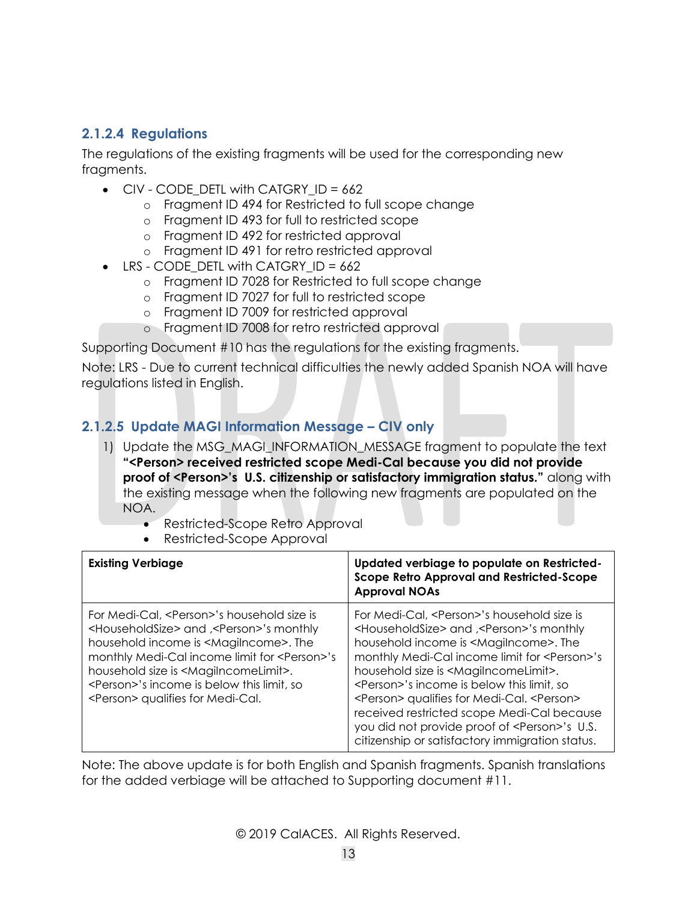### 2.1.2.4 Regulations

The regulations of the existing fragments will be used for the corresponding new fragments.

- CIV - CODE_DETL with CATGRY_ID = 662
  - Fragment ID 494 for Restricted to full scope change
  - Fragment ID 493 for full to restricted scope
  - Fragment ID 492 for restricted approval
  - Fragment ID 491 for retro restricted approval
- LRS - CODE_DETL with CATGRY_ID = 662
  - Fragment ID 7028 for Restricted to full scope change
  - Fragment ID 7027 for full to restricted scope
  - Fragment ID 7009 for restricted approval
  - Fragment ID 7008 for retro restricted approval

Supporting Document #10 has the regulations for the existing fragments.

Note: LRS - Due to current technical difficulties the newly added Spanish NOA will have regulations listed in English.

### 2.1.2.5 Update MAGI Information Message – CIV only

1) Update the MSG_MAGI_INFORMATION_MESSAGE fragment to populate the text **"<Person> received restricted scope Medi-Cal because you did not provide proof of <Person>'s U.S. citizenship or satisfactory immigration status."** along with the existing message when the following new fragments are populated on the NOA.
   - Restricted-Scope Retro Approval
   - Restricted-Scope Approval

| Existing Verbiage | Updated verbiage to populate on Restricted-Scope Retro Approval and Restricted-Scope Approval NOAs |
| --- | --- |
| For Medi-Cal, <Person>'s household size is <HouseholdSize> and ,<Person>'s monthly household income is <MagiIncome>. The monthly Medi-Cal income limit for <Person>'s household size is <MagiIncomeLimit>. <Person>'s income is below this limit, so <Person> qualifies for Medi-Cal. | For Medi-Cal, <Person>'s household size is <HouseholdSize> and ,<Person>'s monthly household income is <MagiIncome>. The monthly Medi-Cal income limit for <Person>'s household size is <MagiIncomeLimit>. <Person>'s income is below this limit, so <Person> qualifies for Medi-Cal. <Person> received restricted scope Medi-Cal because you did not provide proof of <Person>'s U.S. citizenship or satisfactory immigration status. |

Note: The above update is for both English and Spanish fragments. Spanish translations for the added verbiage will be attached to Supporting document #11.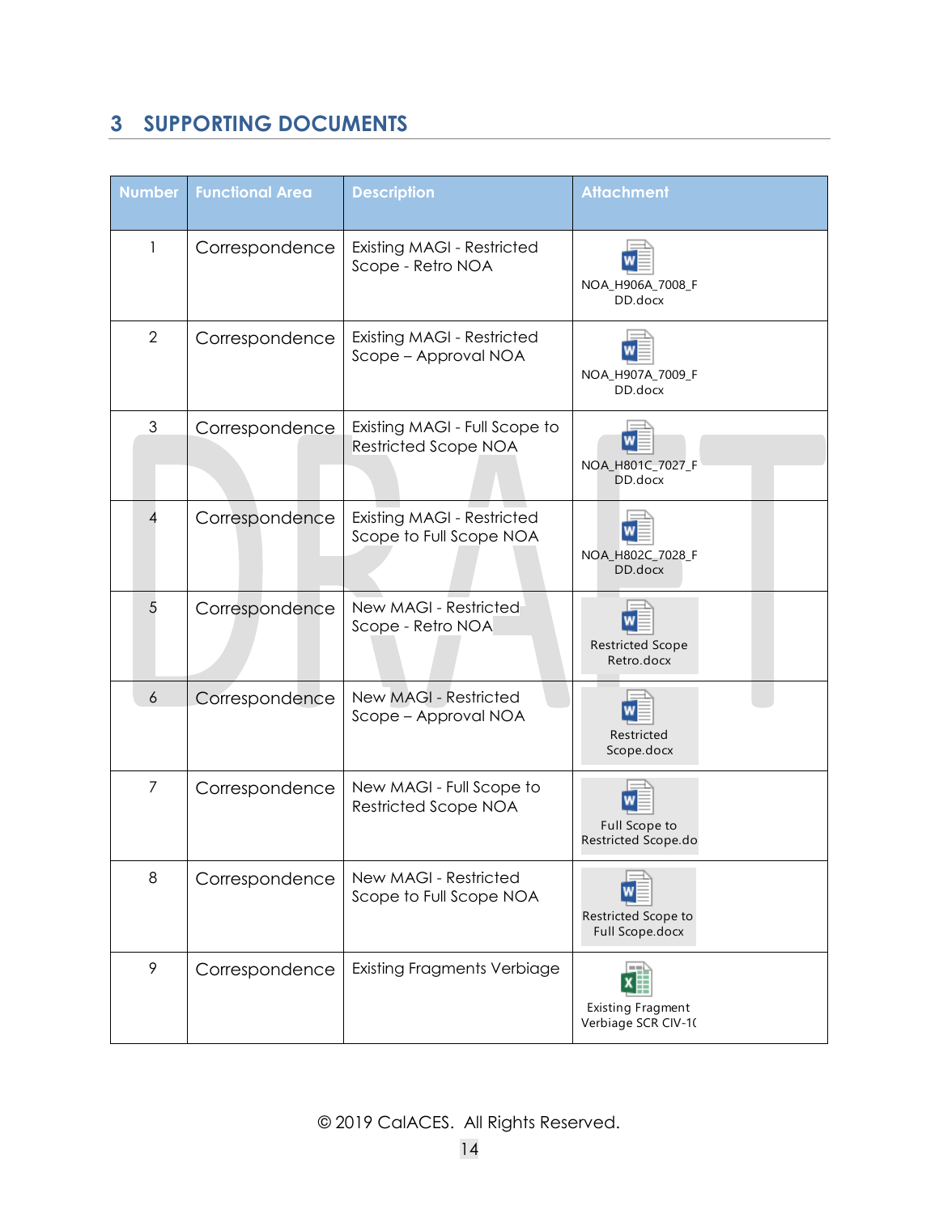## 3 SUPPORTING DOCUMENTS

| Number | Functional Area | Description | Attachment |
|---|---|---|---|
| 1 | Correspondence | Existing MAGI - Restricted Scope - Retro NOA | NOA_H906A_7008_FDD.docx |
| 2 | Correspondence | Existing MAGI - Restricted Scope – Approval NOA | NOA_H907A_7009_FDD.docx |
| 3 | Correspondence | Existing MAGI - Full Scope to Restricted Scope NOA | NOA_H801C_7027_FDD.docx |
| 4 | Correspondence | Existing MAGI - Restricted Scope to Full Scope NOA | NOA_H802C_7028_FDD.docx |
| 5 | Correspondence | New MAGI - Restricted Scope - Retro NOA | Restricted Scope Retro.docx |
| 6 | Correspondence | New MAGI - Restricted Scope – Approval NOA | Restricted Scope.docx |
| 7 | Correspondence | New MAGI - Full Scope to Restricted Scope NOA | Full Scope to Restricted Scope.do |
| 8 | Correspondence | New MAGI - Restricted Scope to Full Scope NOA | Restricted Scope to Full Scope.docx |
| 9 | Correspondence | Existing Fragments Verbiage | Existing Fragment Verbiage SCR CIV-1( |

© 2019 CalACES. All Rights Reserved.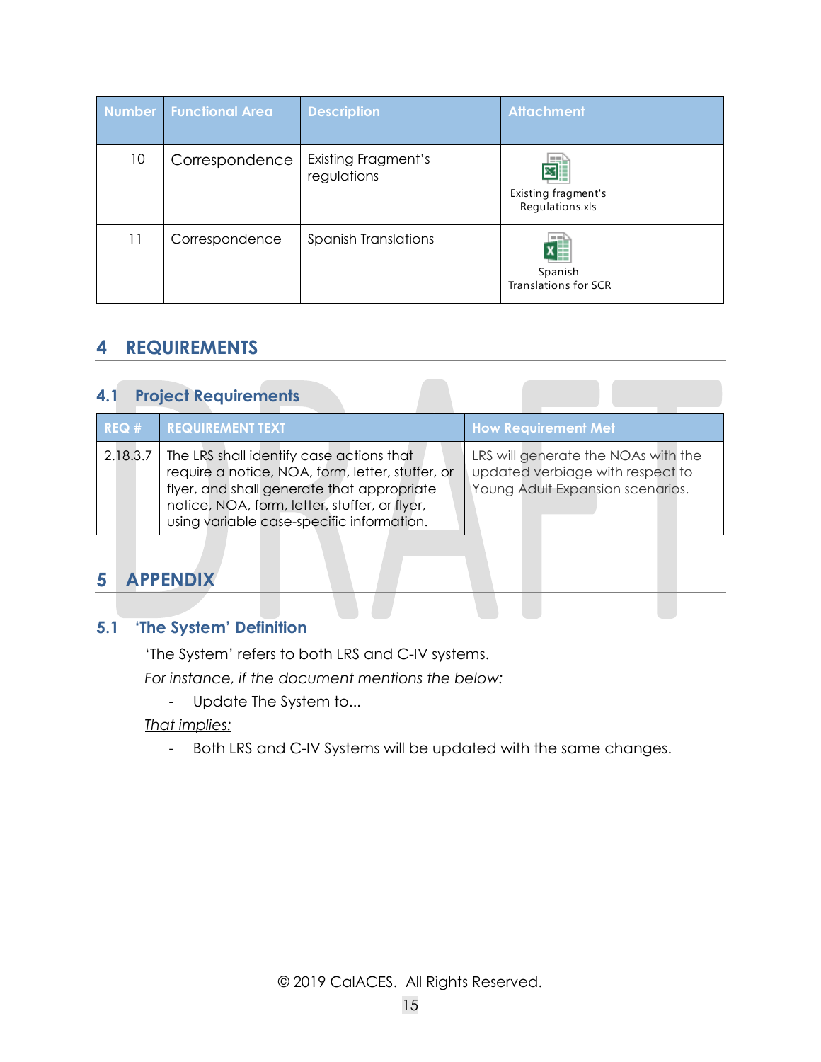| Number | Functional Area | Description | Attachment |
|---|---|---|---|
| 10 | Correspondence | Existing Fragment's regulations | Existing fragment's Regulations.xls |
| 11 | Correspondence | Spanish Translations | Spanish Translations for SCR |

# 4 REQUIREMENTS

## 4.1 Project Requirements

| REQ # | REQUIREMENT TEXT | How Requirement Met |
|---|---|---|
| 2.18.3.7 | The LRS shall identify case actions that require a notice, NOA, form, letter, stuffer, or flyer, and shall generate that appropriate notice, NOA, form, letter, stuffer, or flyer, using variable case-specific information. | LRS will generate the NOAs with the updated verbiage with respect to Young Adult Expansion scenarios. |

# 5 APPENDIX

## 5.1 'The System' Definition

'The System' refers to both LRS and C-IV systems.

*For instance, if the document mentions the below:*

- Update The System to...

*That implies:*

- Both LRS and C-IV Systems will be updated with the same changes.

© 2019 CalACES. All Rights Reserved.